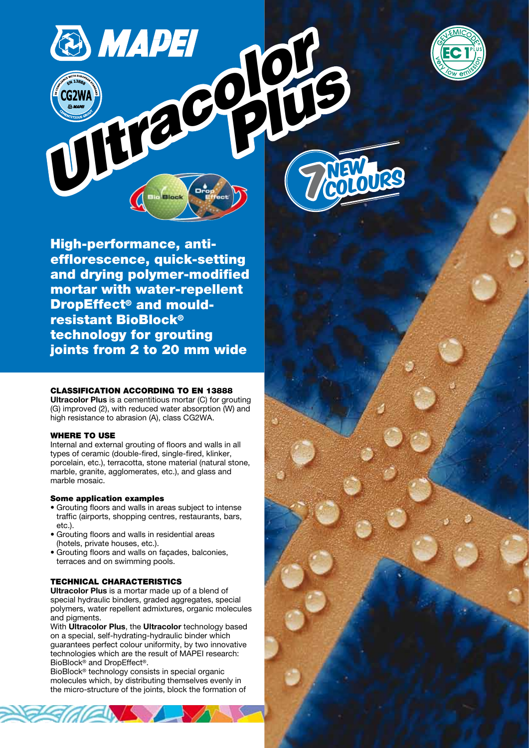# Ultracolor Plus

High-performance, anti-efflorescence, quick-setting and drying polymer-modified mortar with water-repellent DropEffect® and mould-resistant BioBlock® technology for grouting joints from 2 to 20 mm wide

### CLASSIFICATION ACCORDING TO EN 13888

**Ultracolor Plus** is a cementitious mortar (C) for grouting (G) improved (2), with reduced water absorption (W) and high resistance to abrasion (A), class CG2WA.

### WHERE TO USE

Internal and external grouting of floors and walls in all types of ceramic (double-fired, single-fired, klinker, porcelain, etc.), terracotta, stone material (natural stone, marble, granite, agglomerates, etc.), and glass and marble mosaic.

#### Some application examples

- Grouting floors and walls in areas subject to intense traffic (airports, shopping centres, restaurants, bars, etc.).
- Grouting floors and walls in residential areas (hotels, private houses, etc.).
- Grouting floors and walls on façades, balconies, terraces and on swimming pools.

### TECHNICAL CHARACTERISTICS

**Ultracolor Plus** is a mortar made up of a blend of special hydraulic binders, graded aggregates, special polymers, water repellent admixtures, organic molecules and pigments.

With **Ultracolor Plus**, the **Ultracolor** technology based on a special, self-hydrating-hydraulic binder which guarantees perfect colour uniformity, by two innovative technologies which are the result of MAPEI research: BioBlock® and DropEffect®.

BioBlock® technology consists in special organic molecules which, by distributing themselves evenly in the micro-structure of the joints, block the formation of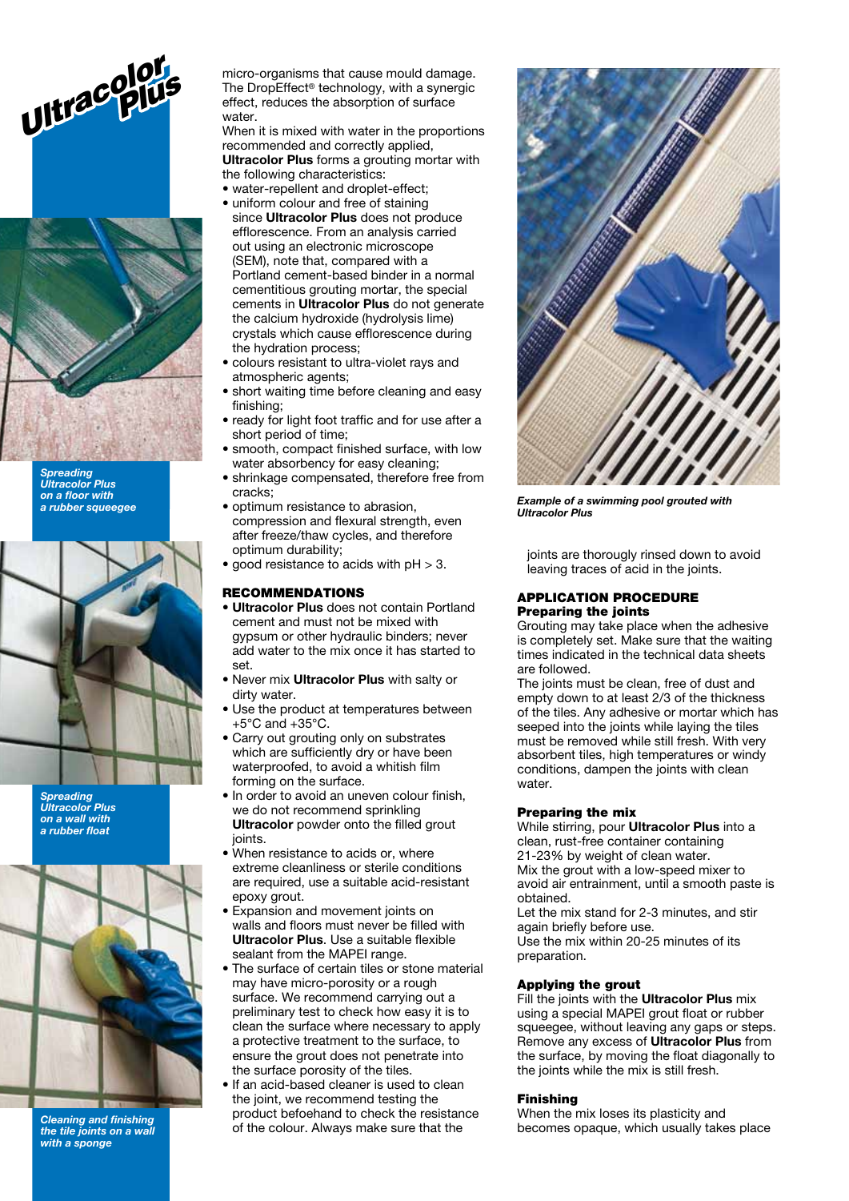micro-organisms that cause mould damage. The DropEffect® technology, with a synergic effect, reduces the absorption of surface water.

When it is mixed with water in the proportions recommended and correctly applied, **Ultracolor Plus** forms a grouting mortar with the following characteristics:

- water-repellent and droplet-effect;
- uniform colour and free of staining since **Ultracolor Plus** does not produce efflorescence. From an analysis carried out using an electronic microscope (SEM), note that, compared with a Portland cement-based binder in a normal cementitious grouting mortar, the special cements in **Ultracolor Plus** do not generate the calcium hydroxide (hydrolysis lime) crystals which cause efflorescence during the hydration process;
- colours resistant to ultra-violet rays and atmospheric agents;
- short waiting time before cleaning and easy finishing;
- ready for light foot traffic and for use after a short period of time;
- smooth, compact finished surface, with low water absorbency for easy cleaning;
- shrinkage compensated, therefore free from cracks;
- optimum resistance to abrasion, compression and flexural strength, even after freeze/thaw cycles, and therefore optimum durability;
- good resistance to acids with pH > 3.

## RECOMMENDATIONS

- **Ultracolor Plus** does not contain Portland cement and must not be mixed with gypsum or other hydraulic binders; never add water to the mix once it has started to set.
- Never mix **Ultracolor Plus** with salty or dirty water.
- Use the product at temperatures between +5°C and +35°C.
- Carry out grouting only on substrates which are sufficiently dry or have been waterproofed, to avoid a whitish film forming on the surface.
- In order to avoid an uneven colour finish, we do not recommend sprinkling **Ultracolor** powder onto the filled grout joints.
- When resistance to acids or, where extreme cleanliness or sterile conditions are required, use a suitable acid-resistant epoxy grout.
- Expansion and movement joints on walls and floors must never be filled with **Ultracolor Plus**. Use a suitable flexible sealant from the MAPEI range.
- The surface of certain tiles or stone material may have micro-porosity or a rough surface. We recommend carrying out a preliminary test to check how easy it is to clean the surface where necessary to apply a protective treatment to the surface, to ensure the grout does not penetrate into the surface porosity of the tiles.
- If an acid-based cleaner is used to clean the joint, we recommend testing the product befoehand to check the resistance of the colour. Always make sure that the joints are thorougly rinsed down to avoid leaving traces of acid in the joints.

*Spreading Ultracolor Plus on a floor with a rubber squeegee*

*Spreading Ultracolor Plus on a wall with a rubber float*

*Cleaning and finishing the tile joints on a wall with a sponge*

*Example of a swimming pool grouted with Ultracolor Plus*

## APPLICATION PROCEDURE

### Preparing the joints

Grouting may take place when the adhesive is completely set. Make sure that the waiting times indicated in the technical data sheets are followed.

The joints must be clean, free of dust and empty down to at least 2/3 of the thickness of the tiles. Any adhesive or mortar which has seeped into the joints while laying the tiles must be removed while still fresh. With very absorbent tiles, high temperatures or windy conditions, dampen the joints with clean water.

### Preparing the mix

While stirring, pour **Ultracolor Plus** into a clean, rust-free container containing 21-23% by weight of clean water.

Mix the grout with a low-speed mixer to avoid air entrainment, until a smooth paste is obtained.

Let the mix stand for 2-3 minutes, and stir again briefly before use.

Use the mix within 20-25 minutes of its preparation.

### Applying the grout

Fill the joints with the **Ultracolor Plus** mix using a special MAPEI grout float or rubber squeegee, without leaving any gaps or steps. Remove any excess of **Ultracolor Plus** from the surface, by moving the float diagonally to the joints while the mix is still fresh.

### Finishing

When the mix loses its plasticity and becomes opaque, which usually takes place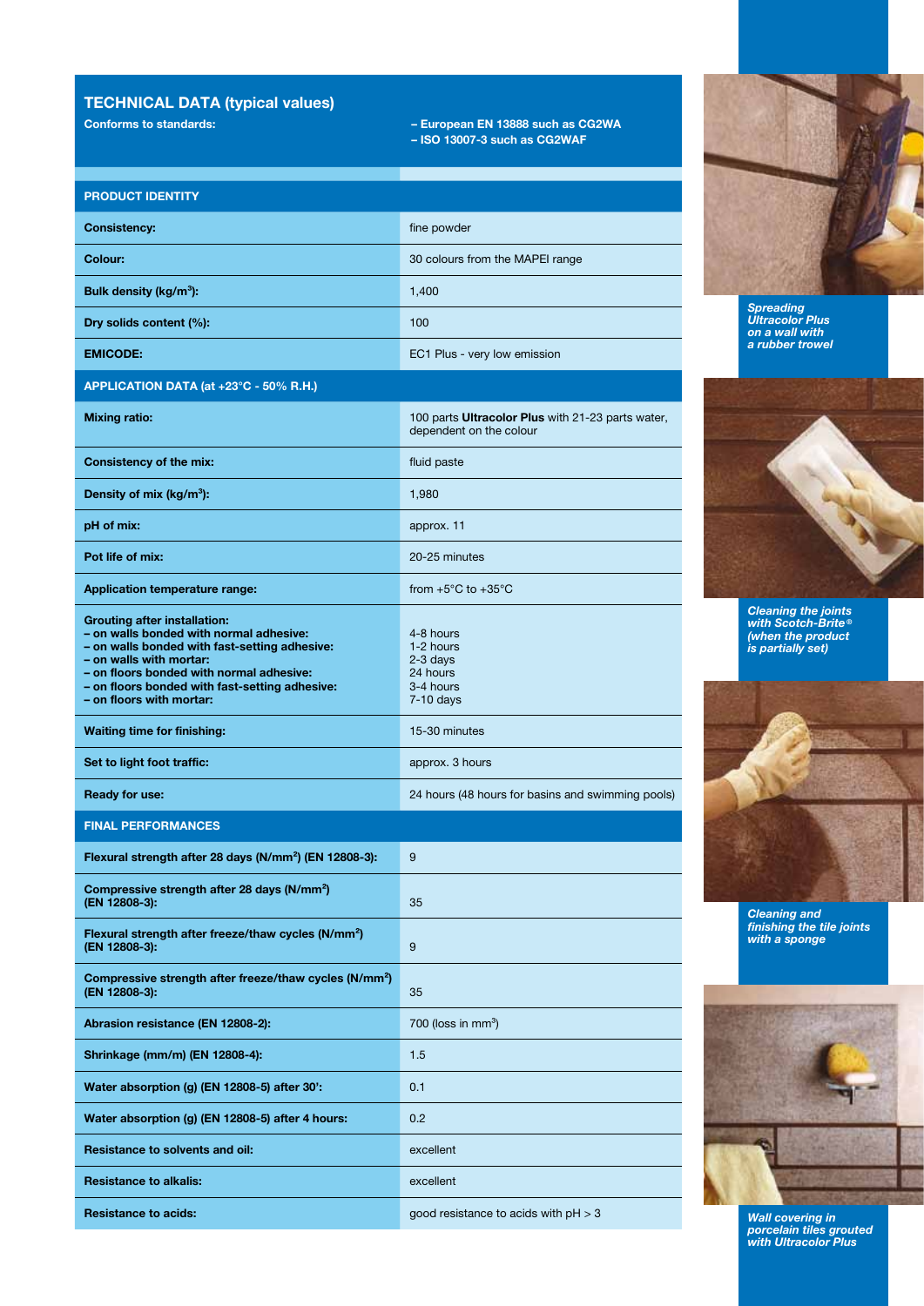## TECHNICAL DATA (typical values)

| | |
|---|---|
| **Conforms to standards:** | **– European EN 13888 such as CG2WA**<br>**– ISO 13007-3 such as CG2WAF** |
| **PRODUCT IDENTITY** | |
| **Consistency:** | fine powder |
| **Colour:** | 30 colours from the MAPEI range |
| **Bulk density (kg/m³):** | 1,400 |
| **Dry solids content (%):** | 100 |
| **EMICODE:** | EC1 Plus - very low emission |
| **APPLICATION DATA (at +23°C - 50% R.H.)** | |
| **Mixing ratio:** | 100 parts **Ultracolor Plus** with 21-23 parts water, dependent on the colour |
| **Consistency of the mix:** | fluid paste |
| **Density of mix (kg/m³):** | 1,980 |
| **pH of mix:** | approx. 11 |
| **Pot life of mix:** | 20-25 minutes |
| **Application temperature range:** | from +5°C to +35°C |
| **Grouting after installation:**<br>**– on walls bonded with normal adhesive:**<br>**– on walls bonded with fast-setting adhesive:**<br>**– on walls with mortar:**<br>**– on floors bonded with normal adhesive:**<br>**– on floors bonded with fast-setting adhesive:**<br>**– on floors with mortar:** | <br>4-8 hours<br>1-2 hours<br>2-3 days<br>24 hours<br>3-4 hours<br>7-10 days |
| **Waiting time for finishing:** | 15-30 minutes |
| **Set to light foot traffic:** | approx. 3 hours |
| **Ready for use:** | 24 hours (48 hours for basins and swimming pools) |
| **FINAL PERFORMANCES** | |
| **Flexural strength after 28 days (N/mm²) (EN 12808-3):** | 9 |
| **Compressive strength after 28 days (N/mm²) (EN 12808-3):** | 35 |
| **Flexural strength after freeze/thaw cycles (N/mm²) (EN 12808-3):** | 9 |
| **Compressive strength after freeze/thaw cycles (N/mm²) (EN 12808-3):** | 35 |
| **Abrasion resistance (EN 12808-2):** | 700 (loss in mm³) |
| **Shrinkage (mm/m) (EN 12808-4):** | 1.5 |
| **Water absorption (g) (EN 12808-5) after 30':** | 0.1 |
| **Water absorption (g) (EN 12808-5) after 4 hours:** | 0.2 |
| **Resistance to solvents and oil:** | excellent |
| **Resistance to alkalis:** | excellent |
| **Resistance to acids:** | good resistance to acids with pH > 3 |

*Spreading Ultracolor Plus on a wall with a rubber trowel*

*Cleaning the joints with Scotch-Brite® (when the product is partially set)*

*Cleaning and finishing the tile joints with a sponge*

*Wall covering in porcelain tiles grouted with Ultracolor Plus*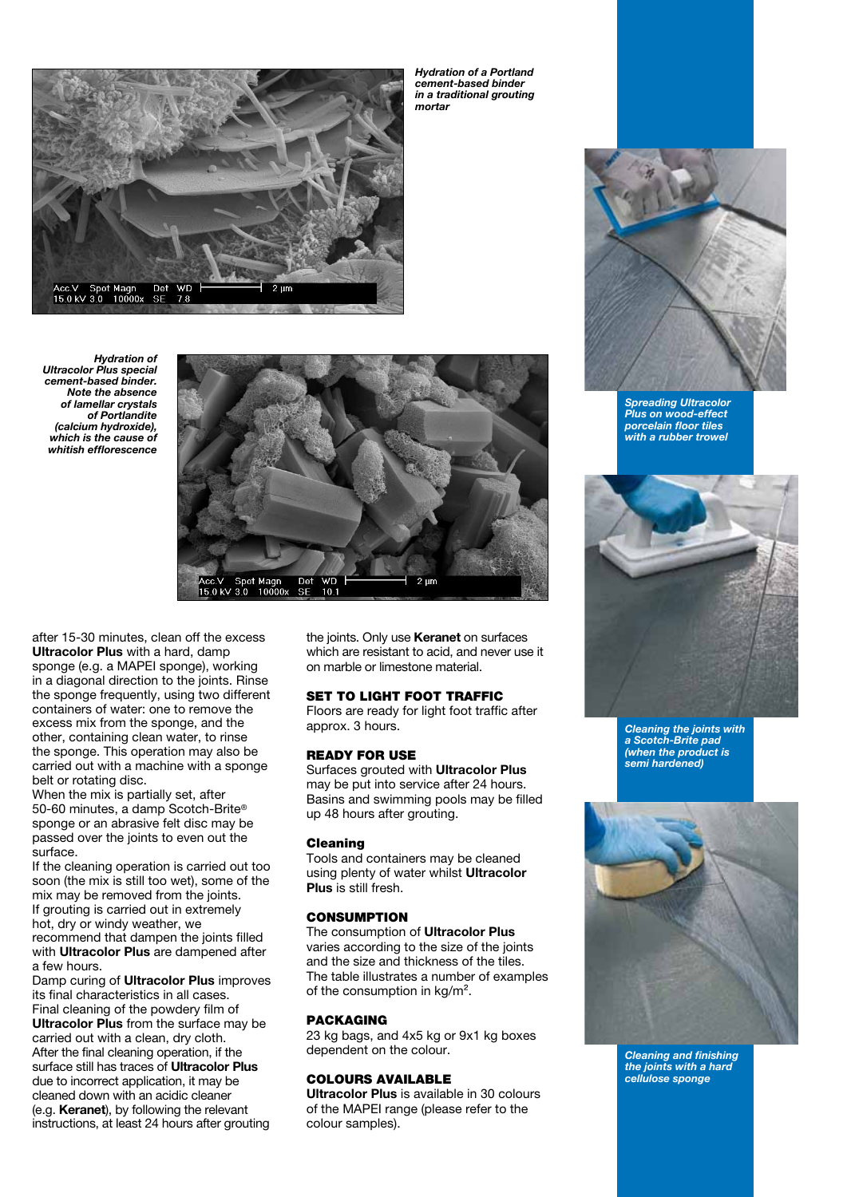*Hydration of a Portland cement-based binder in a traditional grouting mortar*

*Hydration of Ultracolor Plus special cement-based binder. Note the absence of lamellar crystals of Portlandite (calcium hydroxide), which is the cause of whitish efflorescence*

after 15-30 minutes, clean off the excess **Ultracolor Plus** with a hard, damp sponge (e.g. a MAPEI sponge), working in a diagonal direction to the joints. Rinse the sponge frequently, using two different containers of water: one to remove the excess mix from the sponge, and the other, containing clean water, to rinse the sponge. This operation may also be carried out with a machine with a sponge belt or rotating disc.
When the mix is partially set, after 50-60 minutes, a damp Scotch-Brite® sponge or an abrasive felt disc may be passed over the joints to even out the surface.
If the cleaning operation is carried out too soon (the mix is still too wet), some of the mix may be removed from the joints.
If grouting is carried out in extremely hot, dry or windy weather, we recommend that dampen the joints filled with **Ultracolor Plus** are dampened after a few hours.
Damp curing of **Ultracolor Plus** improves its final characteristics in all cases.
Final cleaning of the powdery film of **Ultracolor Plus** from the surface may be carried out with a clean, dry cloth.
After the final cleaning operation, if the surface still has traces of **Ultracolor Plus** due to incorrect application, it may be cleaned down with an acidic cleaner (e.g. **Keranet**), by following the relevant instructions, at least 24 hours after grouting the joints. Only use **Keranet** on surfaces which are resistant to acid, and never use it on marble or limestone material.

## SET TO LIGHT FOOT TRAFFIC
Floors are ready for light foot traffic after approx. 3 hours.

## READY FOR USE
Surfaces grouted with **Ultracolor Plus** may be put into service after 24 hours. Basins and swimming pools may be filled up 48 hours after grouting.

## Cleaning
Tools and containers may be cleaned using plenty of water whilst **Ultracolor Plus** is still fresh.

## CONSUMPTION
The consumption of **Ultracolor Plus** varies according to the size of the joints and the size and thickness of the tiles. The table illustrates a number of examples of the consumption in kg/m².

## PACKAGING
23 kg bags, and 4x5 kg or 9x1 kg boxes dependent on the colour.

## COLOURS AVAILABLE
**Ultracolor Plus** is available in 30 colours of the MAPEI range (please refer to the colour samples).

*Spreading Ultracolor Plus on wood-effect porcelain floor tiles with a rubber trowel*

*Cleaning the joints with a Scotch-Brite pad (when the product is semi hardened)*

*Cleaning and finishing the joints with a hard cellulose sponge*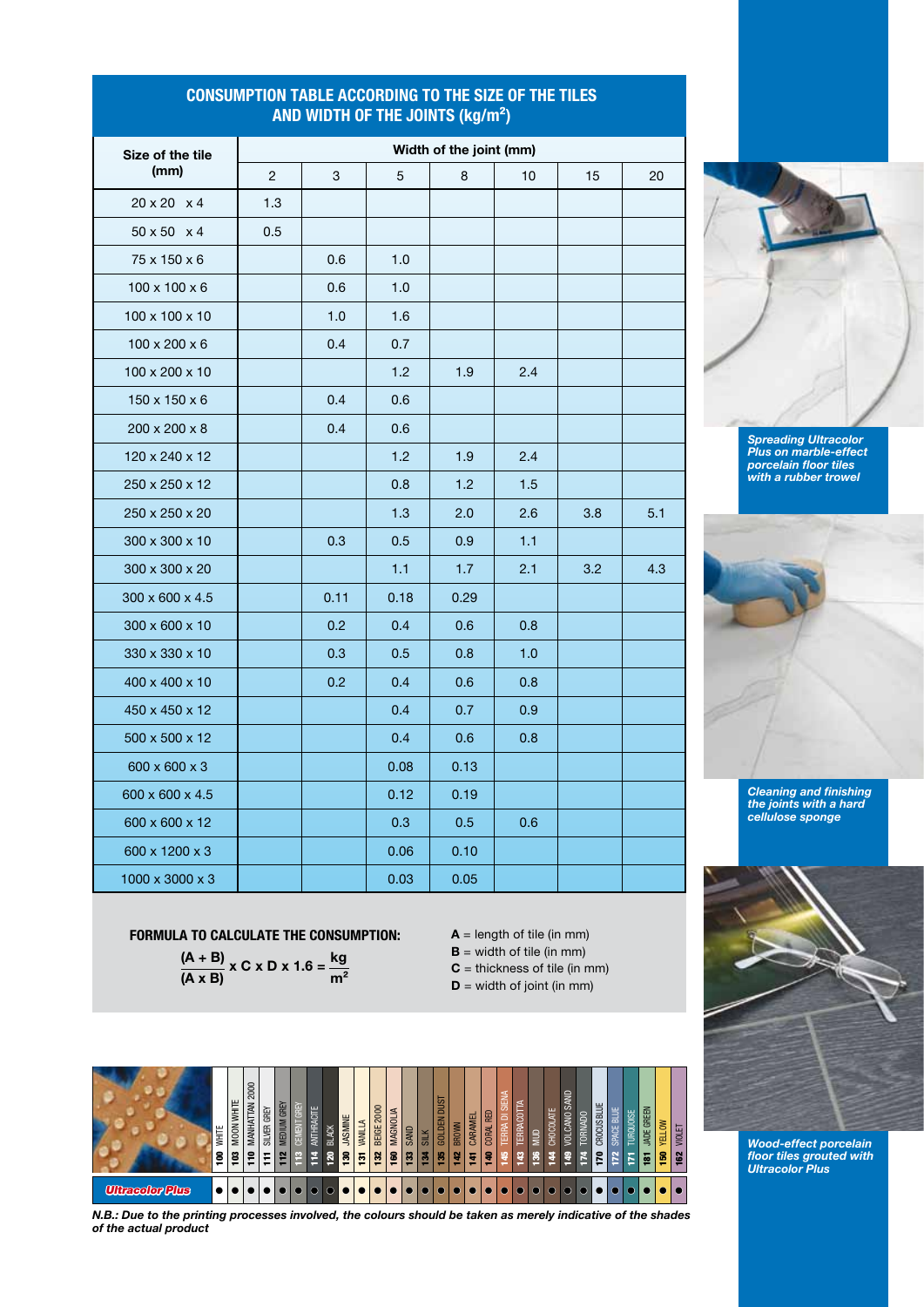## CONSUMPTION TABLE ACCORDING TO THE SIZE OF THE TILES AND WIDTH OF THE JOINTS (kg/m²)

| Size of the tile (mm) | Width of the joint (mm) | | | | | | |
|---|---|---|---|---|---|---|---|
| | 2 | 3 | 5 | 8 | 10 | 15 | 20 |
| 20 x 20 x 4 | 1.3 | | | | | | |
| 50 x 50 x 4 | 0.5 | | | | | | |
| 75 x 150 x 6 | | 0.6 | 1.0 | | | | |
| 100 x 100 x 6 | | 0.6 | 1.0 | | | | |
| 100 x 100 x 10 | | 1.0 | 1.6 | | | | |
| 100 x 200 x 6 | | 0.4 | 0.7 | | | | |
| 100 x 200 x 10 | | | 1.2 | 1.9 | 2.4 | | |
| 150 x 150 x 6 | | 0.4 | 0.6 | | | | |
| 200 x 200 x 8 | | 0.4 | 0.6 | | | | |
| 120 x 240 x 12 | | | 1.2 | 1.9 | 2.4 | | |
| 250 x 250 x 12 | | | 0.8 | 1.2 | 1.5 | | |
| 250 x 250 x 20 | | | 1.3 | 2.0 | 2.6 | 3.8 | 5.1 |
| 300 x 300 x 10 | | 0.3 | 0.5 | 0.9 | 1.1 | | |
| 300 x 300 x 20 | | | 1.1 | 1.7 | 2.1 | 3.2 | 4.3 |
| 300 x 600 x 4.5 | | 0.11 | 0.18 | 0.29 | | | |
| 300 x 600 x 10 | | 0.2 | 0.4 | 0.6 | 0.8 | | |
| 330 x 330 x 10 | | 0.3 | 0.5 | 0.8 | 1.0 | | |
| 400 x 400 x 10 | | 0.2 | 0.4 | 0.6 | 0.8 | | |
| 450 x 450 x 12 | | | 0.4 | 0.7 | 0.9 | | |
| 500 x 500 x 12 | | | 0.4 | 0.6 | 0.8 | | |
| 600 x 600 x 3 | | | 0.08 | 0.13 | | | |
| 600 x 600 x 4.5 | | | 0.12 | 0.19 | | | |
| 600 x 600 x 12 | | | 0.3 | 0.5 | 0.6 | | |
| 600 x 1200 x 3 | | | 0.06 | 0.10 | | | |
| 1000 x 3000 x 3 | | | 0.03 | 0.05 | | | |

**FORMULA TO CALCULATE THE CONSUMPTION:**

$$\frac{(A + B)}{(A \times B)} \times C \times D \times 1.6 = \frac{kg}{m^2}$$

**A** = length of tile (in mm)
**B** = width of tile (in mm)
**C** = thickness of tile (in mm)
**D** = width of joint (in mm)

*Spreading Ultracolor Plus on marble-effect porcelain floor tiles with a rubber trowel*

*Cleaning and finishing the joints with a hard cellulose sponge*

*Wood-effect porcelain floor tiles grouted with Ultracolor Plus*

| | 100 WHITE | 103 MOON WHITE | 110 MANHATTAN 2000 | 111 SILVER GREY | 112 MEDIUM GREY | 113 CEMENT GREY | 114 ANTHRACITE | 120 BLACK | 130 JASMINE | 131 VANILLA | 132 BEIGE 2000 | 160 MAGNOLIA | 133 SAND | 134 SILK | 135 GOLDEN DUST | 142 BROWN | 141 CARAMEL | 140 CORAL RED | 145 TERRA DI SIENA | 143 TERRACOTTA | 136 MUD | 144 CHOCOLATE | 149 VOLCANO SAND | 174 TORNADO | 170 CROCUS BLUE | 172 SPACE BLUE | 171 TURQUOISE | 181 JADE GREEN | 150 YELLOW | 162 VIOLET |
|---|---|---|---|---|---|---|---|---|---|---|---|---|---|---|---|---|---|---|---|---|---|---|---|---|---|---|---|---|---|---|
| Ultracolor Plus | ● | ● | ● | ● | ● | ● | ● | ● | ● | ● | ● | ● | ● | ● | ● | ● | ● | ● | ● | ● | ● | ● | ● | ● | ● | ● | ● | ● | ● | ● |

*N.B.: Due to the printing processes involved, the colours should be taken as merely indicative of the shades of the actual product*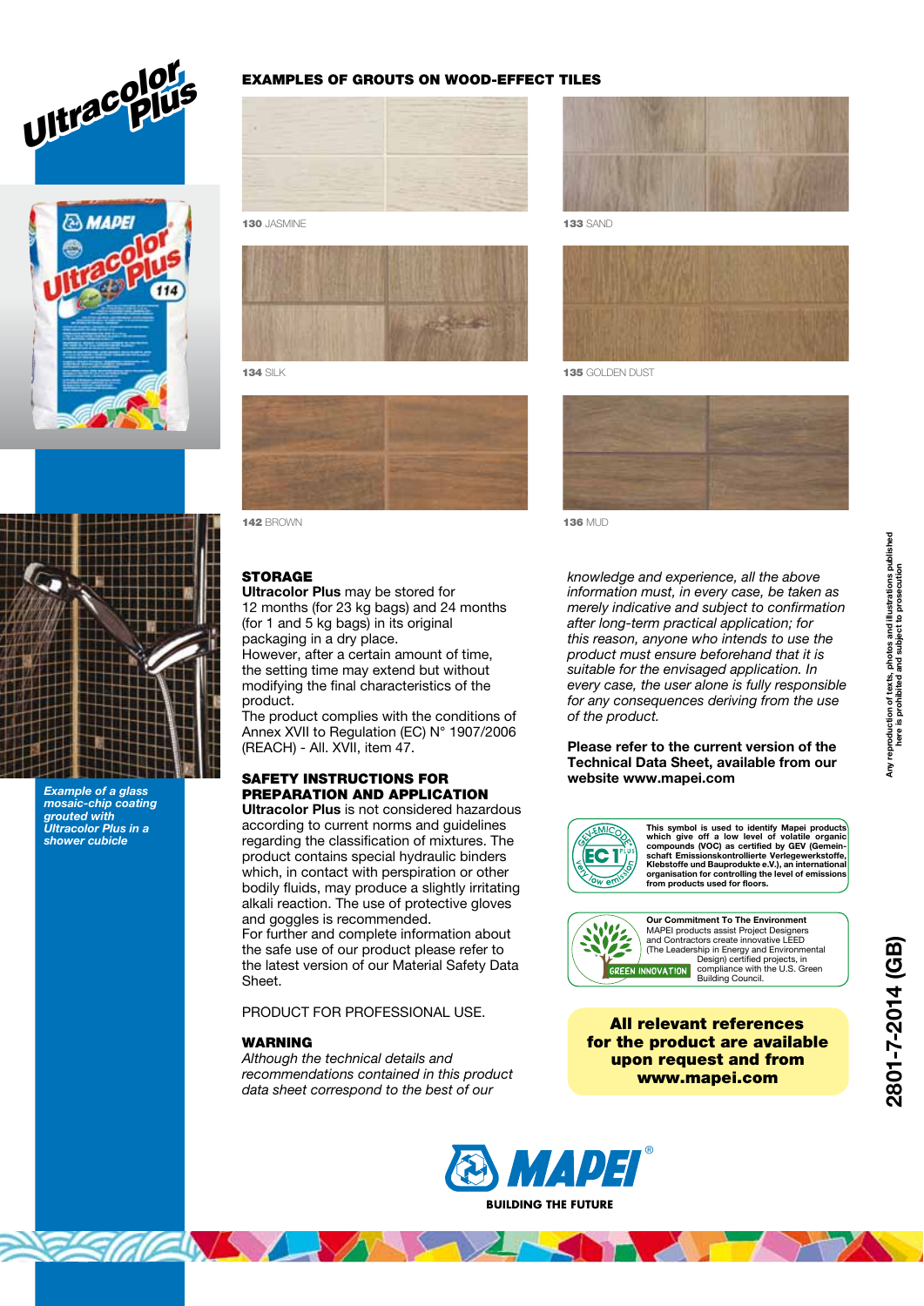## EXAMPLES OF GROUTS ON WOOD-EFFECT TILES

**130** JASMINE

**133** SAND

**134** SILK

**135** GOLDEN DUST

**142** BROWN

**136** MUD

*Example of a glass mosaic-chip coating grouted with Ultracolor Plus in a shower cubicle*

### STORAGE

**Ultracolor Plus** may be stored for 12 months (for 23 kg bags) and 24 months (for 1 and 5 kg bags) in its original packaging in a dry place.
However, after a certain amount of time, the setting time may extend but without modifying the final characteristics of the product.
The product complies with the conditions of Annex XVII to Regulation (EC) N° 1907/2006 (REACH) - All. XVII, item 47.

### SAFETY INSTRUCTIONS FOR PREPARATION AND APPLICATION

**Ultracolor Plus** is not considered hazardous according to current norms and guidelines regarding the classification of mixtures. The product contains special hydraulic binders which, in contact with perspiration or other bodily fluids, may produce a slightly irritating alkali reaction. The use of protective gloves and goggles is recommended.
For further and complete information about the safe use of our product please refer to the latest version of our Material Safety Data Sheet.

PRODUCT FOR PROFESSIONAL USE.

### WARNING

*Although the technical details and recommendations contained in this product data sheet correspond to the best of our knowledge and experience, all the above information must, in every case, be taken as merely indicative and subject to confirmation after long-term practical application; for this reason, anyone who intends to use the product must ensure beforehand that it is suitable for the envisaged application. In every case, the user alone is fully responsible for any consequences deriving from the use of the product.*

**Please refer to the current version of the Technical Data Sheet, available from our website www.mapei.com**

This symbol is used to identify Mapei products which give off a low level of volatile organic compounds (VOC) as certified by GEV (Gemeinschaft Emissionskontrollierte Verlegewerkstoffe, Klebstoffe und Bauprodukte e.V.), an international organisation for controlling the level of emissions from products used for floors.

Our Commitment To The Environment
MAPEI products assist Project Designers and Contractors create innovative LEED (The Leadership in Energy and Environmental Design) certified projects, in compliance with the U.S. Green Building Council.

**All relevant references for the product are available upon request and from www.mapei.com**

Any reproduction of texts, photos and illustrations published here is prohibited and subject to prosecution

2801-7-2014 (GB)

MAPEI® BUILDING THE FUTURE